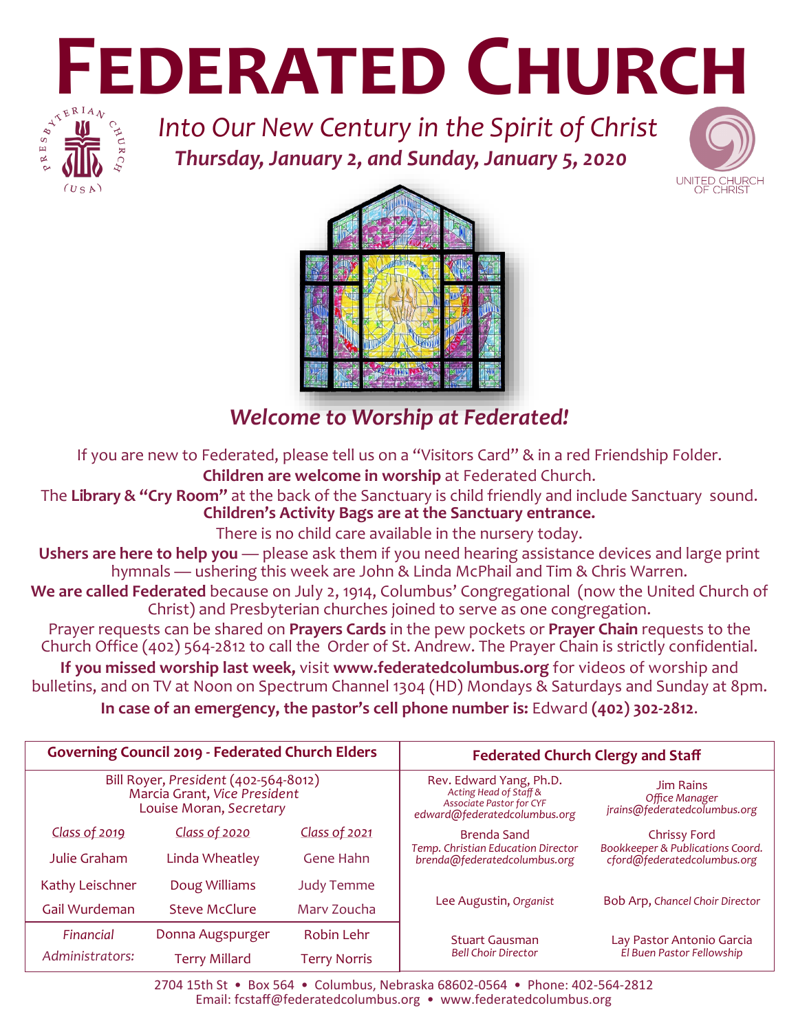# FEDERATED CHURCH

PRESBYTERIAN CHURCH (USA)

*Into Our New Century in the Spirit of Christ*

***Thursday, January 2, and Sunday, January 5, 2020***

UNITED CHURCH OF CHRIST

## *Welcome to Worship at Federated!*

If you are new to Federated, please tell us on a "Visitors Card" & in a red Friendship Folder.

**Children are welcome in worship** at Federated Church.

The **Library & "Cry Room"** at the back of the Sanctuary is child friendly and include Sanctuary sound.

**Children's Activity Bags are at the Sanctuary entrance.**

There is no child care available in the nursery today.

**Ushers are here to help you** — please ask them if you need hearing assistance devices and large print hymnals — ushering this week are John & Linda McPhail and Tim & Chris Warren.

**We are called Federated** because on July 2, 1914, Columbus' Congregational (now the United Church of Christ) and Presbyterian churches joined to serve as one congregation.

Prayer requests can be shared on **Prayers Cards** in the pew pockets or **Prayer Chain** requests to the Church Office (402) 564-2812 to call the Order of St. Andrew. The Prayer Chain is strictly confidential.

**If you missed worship last week,** visit **www.federatedcolumbus.org** for videos of worship and bulletins, and on TV at Noon on Spectrum Channel 1304 (HD) Mondays & Saturdays and Sunday at 8pm.

**In case of an emergency, the pastor's cell phone number is:** Edward **(402) 302-2812**.

| **Governing Council 2019 - Federated Church Elders** | | |
|---|---|---|
| Bill Royer, *President* (402-564-8012)<br>Marcia Grant, *Vice President*<br>Louise Moran, *Secretary* | | |
| *Class of 2019* | *Class of 2020* | *Class of 2021* |
| Julie Graham | Linda Wheatley | Gene Hahn |
| Kathy Leischner | Doug Williams | Judy Temme |
| Gail Wurdeman | Steve McClure | Marv Zoucha |
| *Financial* | Donna Augspurger | Robin Lehr |
| *Administrators:* | Terry Millard | Terry Norris |

| **Federated Church Clergy and Staff** | |
|---|---|
| Rev. Edward Yang, Ph.D.<br>*Acting Head of Staff & Associate Pastor for CYF*<br>*edward@federatedcolumbus.org* | Jim Rains<br>*Office Manager*<br>*jrains@federatedcolumbus.org* |
| Brenda Sand<br>*Temp. Christian Education Director*<br>*brenda@federatedcolumbus.org* | Chrissy Ford<br>*Bookkeeper & Publications Coord.*<br>*cford@federatedcolumbus.org* |
| Lee Augustin, *Organist* | Bob Arp, *Chancel Choir Director* |
| Stuart Gausman<br>*Bell Choir Director* | Lay Pastor Antonio Garcia<br>*El Buen Pastor Fellowship* |

2704 15th St • Box 564 • Columbus, Nebraska 68602-0564 • Phone: 402-564-2812
Email: fcstaff@federatedcolumbus.org • www.federatedcolumbus.org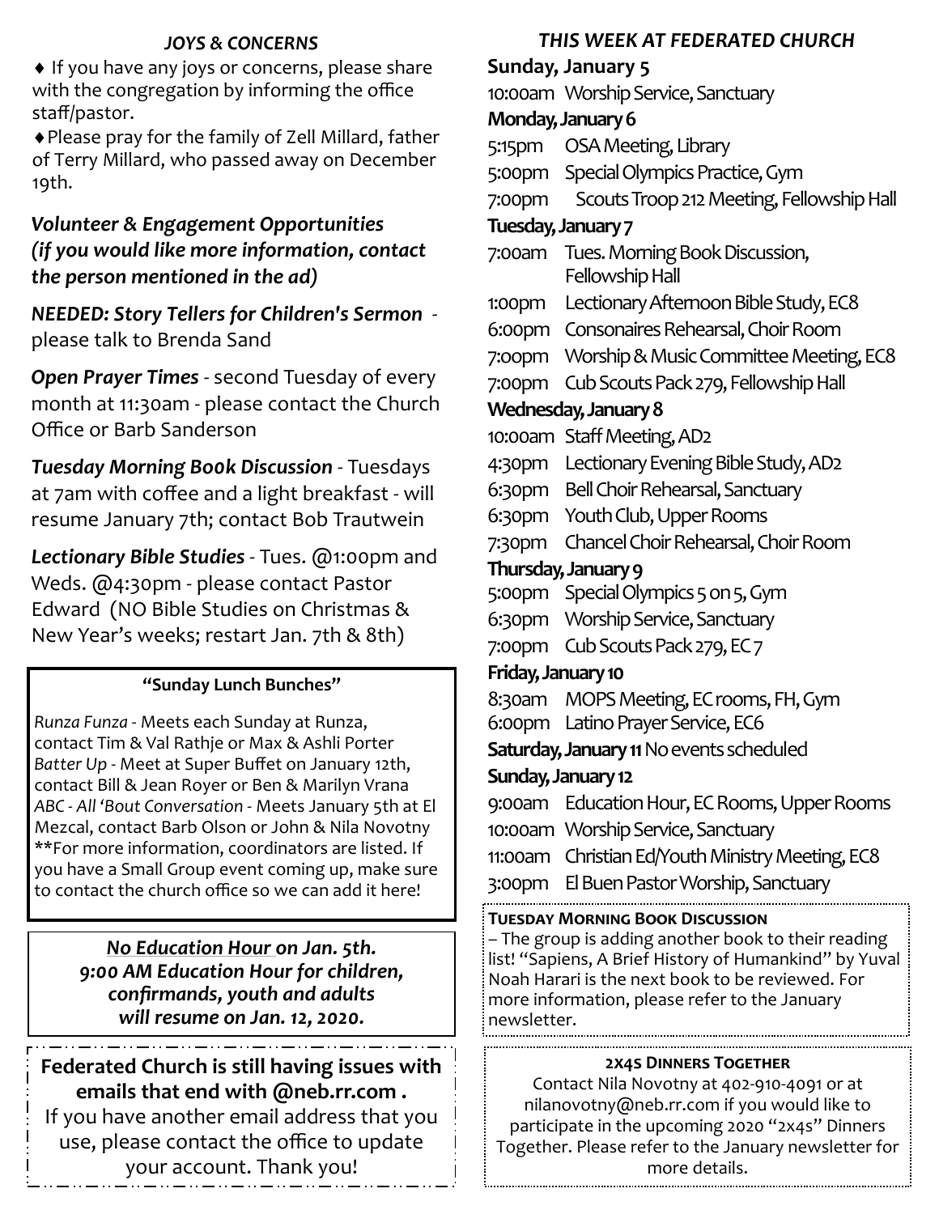### *JOYS & CONCERNS*

♦ If you have any joys or concerns, please share with the congregation by informing the office staff/pastor.

♦ Please pray for the family of Zell Millard, father of Terry Millard, who passed away on December 19th.

### *Volunteer & Engagement Opportunities (if you would like more information, contact the person mentioned in the ad)*

***NEEDED: Story Tellers for Children's Sermon*** - please talk to Brenda Sand

***Open Prayer Times*** - second Tuesday of every month at 11:30am - please contact the Church Office or Barb Sanderson

***Tuesday Morning Book Discussion*** - Tuesdays at 7am with coffee and a light breakfast - will resume January 7th; contact Bob Trautwein

***Lectionary Bible Studies*** - Tues. @1:00pm and Weds. @4:30pm - please contact Pastor Edward (NO Bible Studies on Christmas & New Year's weeks; restart Jan. 7th & 8th)

**"Sunday Lunch Bunches"**

*Runza Funza* - Meets each Sunday at Runza, contact Tim & Val Rathje or Max & Ashli Porter
*Batter Up* - Meet at Super Buffet on January 12th, contact Bill & Jean Royer or Ben & Marilyn Vrana
*ABC - All 'Bout Conversation* - Meets January 5th at El Mezcal, contact Barb Olson or John & Nila Novotny
**For more information, coordinators are listed. If you have a Small Group event coming up, make sure to contact the church office so we can add it here!

***<u>No Education Hour</u> on Jan. 5th.***
***9:00 AM Education Hour for children, confirmands, youth and adults will resume on Jan. 12, 2020.***

**Federated Church is still having issues with emails that end with @neb.rr.com .**
If you have another email address that you use, please contact the office to update your account. Thank you!

### *THIS WEEK AT FEDERATED CHURCH*

**Sunday, January 5**
10:00am Worship Service, Sanctuary

**Monday, January 6**
5:15pm OSA Meeting, Library
5:00pm Special Olympics Practice, Gym
7:00pm Scouts Troop 212 Meeting, Fellowship Hall

**Tuesday, January 7**
7:00am Tues. Morning Book Discussion, Fellowship Hall
1:00pm Lectionary Afternoon Bible Study, EC8
6:00pm Consonaires Rehearsal, Choir Room
7:00pm Worship & Music Committee Meeting, EC8
7:00pm Cub Scouts Pack 279, Fellowship Hall

**Wednesday, January 8**
10:00am Staff Meeting, AD2
4:30pm Lectionary Evening Bible Study, AD2
6:30pm Bell Choir Rehearsal, Sanctuary
6:30pm Youth Club, Upper Rooms
7:30pm Chancel Choir Rehearsal, Choir Room

**Thursday, January 9**
5:00pm Special Olympics 5 on 5, Gym
6:30pm Worship Service, Sanctuary
7:00pm Cub Scouts Pack 279, EC 7

**Friday, January 10**
8:30am MOPS Meeting, EC rooms, FH, Gym
6:00pm Latino Prayer Service, EC6

**Saturday, January 11** No events scheduled

**Sunday, January 12**
9:00am Education Hour, EC Rooms, Upper Rooms
10:00am Worship Service, Sanctuary
11:00am Christian Ed/Youth Ministry Meeting, EC8
3:00pm El Buen Pastor Worship, Sanctuary

**TUESDAY MORNING BOOK DISCUSSION**
– The group is adding another book to their reading list! "Sapiens, A Brief History of Humankind" by Yuval Noah Harari is the next book to be reviewed. For more information, please refer to the January newsletter.

**2X4S DINNERS TOGETHER**
Contact Nila Novotny at 402-910-4091 or at nilanovotny@neb.rr.com if you would like to participate in the upcoming 2020 "2x4s" Dinners Together. Please refer to the January newsletter for more details.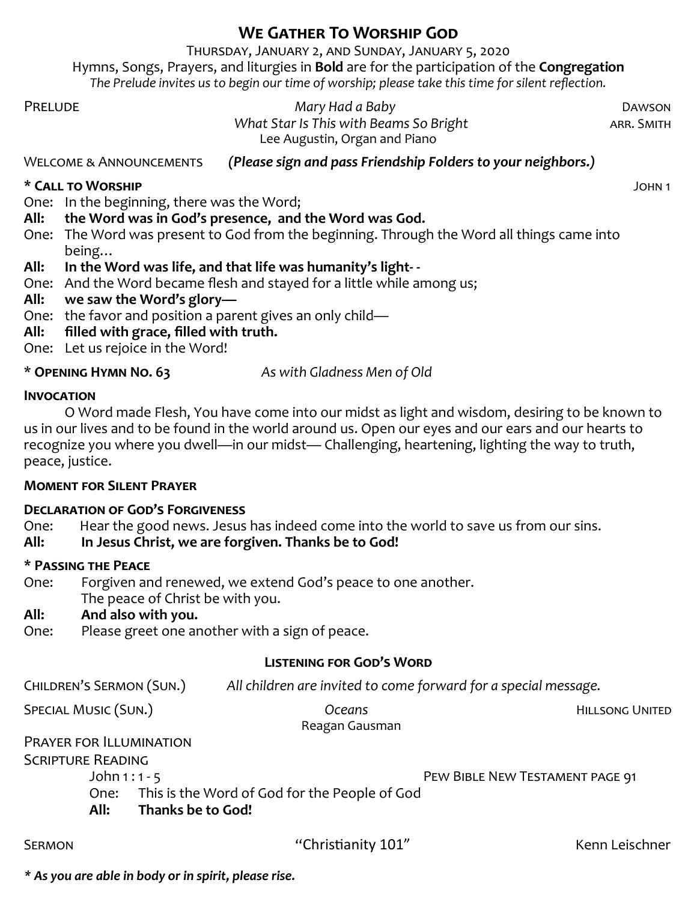# We Gather To Worship God

Thursday, January 2, and Sunday, January 5, 2020

Hymns, Songs, Prayers, and liturgies in **Bold** are for the participation of the **Congregation**

*The Prelude invites us to begin our time of worship; please take this time for silent reflection.*

Prelude — *Mary Had a Baby* — Dawson
*What Star Is This with Beams So Bright* — arr. Smith
Lee Augustin, Organ and Piano

Welcome & Announcements — ***(Please sign and pass Friendship Folders to your neighbors.)***

**\* Call to Worship** — John 1

One: In the beginning, there was the Word;
**All: the Word was in God's presence, and the Word was God.**
One: The Word was present to God from the beginning. Through the Word all things came into being…
**All: In the Word was life, and that life was humanity's light- -**
One: And the Word became flesh and stayed for a little while among us;
**All: we saw the Word's glory—**
One: the favor and position a parent gives an only child—
**All: filled with grace, filled with truth.**
One: Let us rejoice in the Word!

**\* Opening Hymn No. 63** — *As with Gladness Men of Old*

**Invocation**

O Word made Flesh, You have come into our midst as light and wisdom, desiring to be known to us in our lives and to be found in the world around us. Open our eyes and our ears and our hearts to recognize you where you dwell—in our midst— Challenging, heartening, lighting the way to truth, peace, justice.

**Moment for Silent Prayer**

**Declaration of God's Forgiveness**

One: Hear the good news. Jesus has indeed come into the world to save us from our sins.
**All: In Jesus Christ, we are forgiven. Thanks be to God!**

**\* Passing the Peace**

One: Forgiven and renewed, we extend God's peace to one another.
The peace of Christ be with you.
**All: And also with you.**
One: Please greet one another with a sign of peace.

## Listening for God's Word

Children's Sermon (Sun.) — *All children are invited to come forward for a special message.*

Special Music (Sun.) — *Oceans* — Hillsong United
Reagan Gausman

Prayer for Illumination

Scripture Reading

John 1 : 1 - 5 — Pew Bible New Testament page 91
One: This is the Word of God for the People of God
**All: Thanks be to God!**

Sermon — "Christianity 101" — Kenn Leischner

***\* As you are able in body or in spirit, please rise.***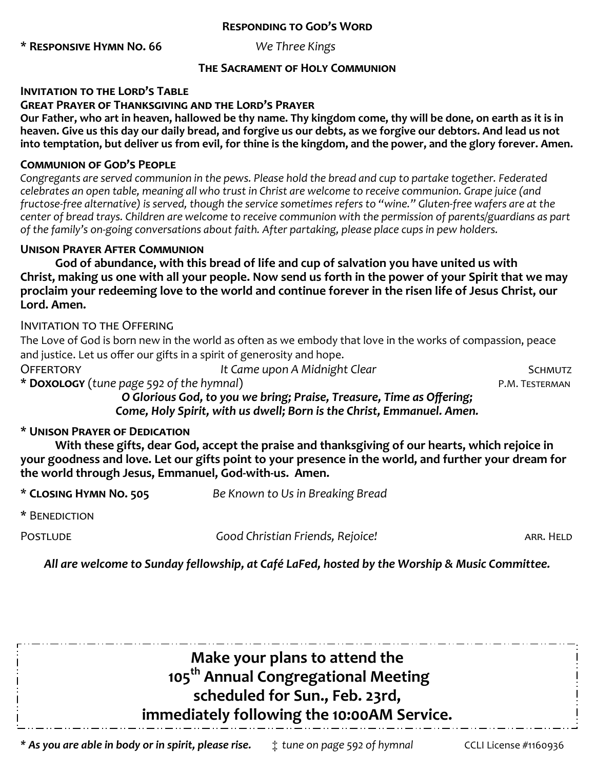### Responding to God's Word

**\* Responsive Hymn No. 66** *We Three Kings*

### The Sacrament of Holy Communion

**Invitation to the Lord's Table**

**Great Prayer of Thanksgiving and the Lord's Prayer**

**Our Father, who art in heaven, hallowed be thy name. Thy kingdom come, thy will be done, on earth as it is in heaven. Give us this day our daily bread, and forgive us our debts, as we forgive our debtors. And lead us not into temptation, but deliver us from evil, for thine is the kingdom, and the power, and the glory forever. Amen.**

**Communion of God's People**

*Congregants are served communion in the pews. Please hold the bread and cup to partake together. Federated celebrates an open table, meaning all who trust in Christ are welcome to receive communion. Grape juice (and fructose-free alternative) is served, though the service sometimes refers to "wine." Gluten-free wafers are at the center of bread trays. Children are welcome to receive communion with the permission of parents/guardians as part of the family's on-going conversations about faith. After partaking, please place cups in pew holders.*

**Unison Prayer After Communion**

**God of abundance, with this bread of life and cup of salvation you have united us with Christ, making us one with all your people. Now send us forth in the power of your Spirit that we may proclaim your redeeming love to the world and continue forever in the risen life of Jesus Christ, our Lord. Amen.**

Invitation to the Offering

The Love of God is born new in the world as often as we embody that love in the works of compassion, peace and justice. Let us offer our gifts in a spirit of generosity and hope.

Offertory *It Came upon A Midnight Clear* Schmutz

**\* Doxology** (*tune page 592 of the hymnal*) P.M. Testerman

***O Glorious God, to you we bring; Praise, Treasure, Time as Offering;***
***Come, Holy Spirit, with us dwell; Born is the Christ, Emmanuel. Amen.***

**\* Unison Prayer of Dedication**

**With these gifts, dear God, accept the praise and thanksgiving of our hearts, which rejoice in your goodness and love. Let our gifts point to your presence in the world, and further your dream for the world through Jesus, Emmanuel, God-with-us. Amen.**

**\* Closing Hymn No. 505** *Be Known to Us in Breaking Bread*

\* Benediction

Postlude *Good Christian Friends, Rejoice!* arr. Held

***All are welcome to Sunday fellowship, at Café LaFed, hosted by the Worship & Music Committee.***

**Make your plans to attend the**
**105th Annual Congregational Meeting**
**scheduled for Sun., Feb. 23rd,**
**immediately following the 10:00AM Service.**

***\* As you are able in body or in spirit, please rise.*** ‡ *tune on page 592 of hymnal* CCLI License #1160936